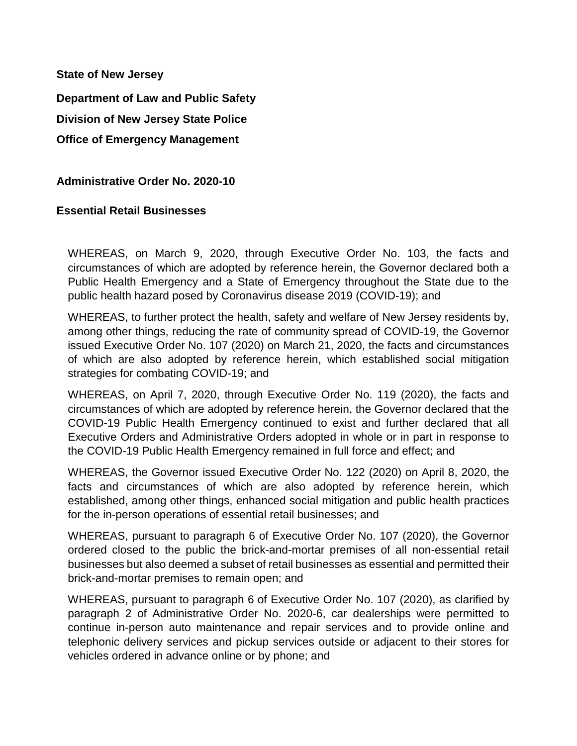**State of New Jersey**

**Department of Law and Public Safety**

**Division of New Jersey State Police**

**Office of Emergency Management**

**Administrative Order No. 2020-10**

**Essential Retail Businesses**

WHEREAS, on March 9, 2020, through Executive Order No. 103, the facts and circumstances of which are adopted by reference herein, the Governor declared both a Public Health Emergency and a State of Emergency throughout the State due to the public health hazard posed by Coronavirus disease 2019 (COVID-19); and

WHEREAS, to further protect the health, safety and welfare of New Jersey residents by, among other things, reducing the rate of community spread of COVID-19, the Governor issued Executive Order No. 107 (2020) on March 21, 2020, the facts and circumstances of which are also adopted by reference herein, which established social mitigation strategies for combating COVID-19; and

WHEREAS, on April 7, 2020, through Executive Order No. 119 (2020), the facts and circumstances of which are adopted by reference herein, the Governor declared that the COVID-19 Public Health Emergency continued to exist and further declared that all Executive Orders and Administrative Orders adopted in whole or in part in response to the COVID-19 Public Health Emergency remained in full force and effect; and

WHEREAS, the Governor issued Executive Order No. 122 (2020) on April 8, 2020, the facts and circumstances of which are also adopted by reference herein, which established, among other things, enhanced social mitigation and public health practices for the in-person operations of essential retail businesses; and

WHEREAS, pursuant to paragraph 6 of Executive Order No. 107 (2020), the Governor ordered closed to the public the brick-and-mortar premises of all non-essential retail businesses but also deemed a subset of retail businesses as essential and permitted their brick-and-mortar premises to remain open; and

WHEREAS, pursuant to paragraph 6 of Executive Order No. 107 (2020), as clarified by paragraph 2 of Administrative Order No. 2020-6, car dealerships were permitted to continue in-person auto maintenance and repair services and to provide online and telephonic delivery services and pickup services outside or adjacent to their stores for vehicles ordered in advance online or by phone; and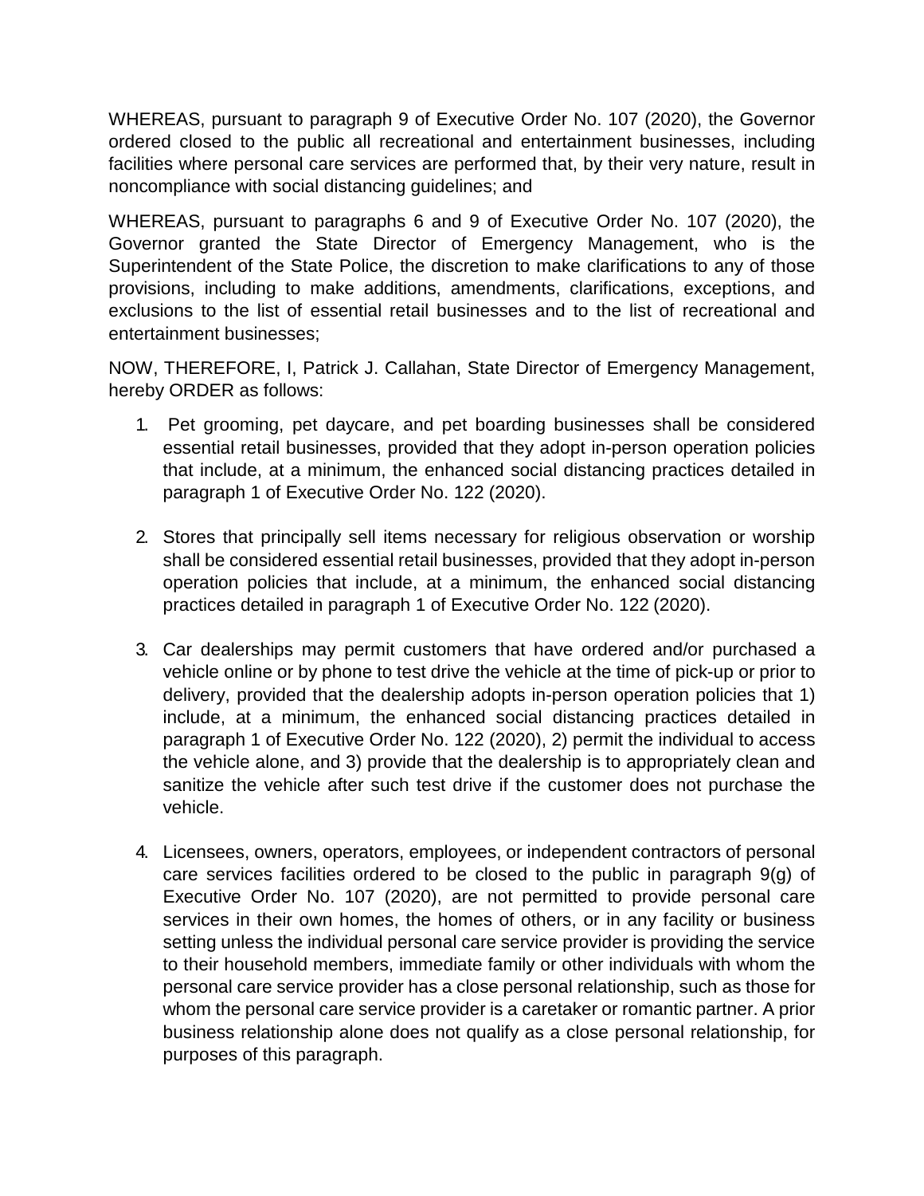WHEREAS, pursuant to paragraph 9 of Executive Order No. 107 (2020), the Governor ordered closed to the public all recreational and entertainment businesses, including facilities where personal care services are performed that, by their very nature, result in noncompliance with social distancing guidelines; and

WHEREAS, pursuant to paragraphs 6 and 9 of Executive Order No. 107 (2020), the Governor granted the State Director of Emergency Management, who is the Superintendent of the State Police, the discretion to make clarifications to any of those provisions, including to make additions, amendments, clarifications, exceptions, and exclusions to the list of essential retail businesses and to the list of recreational and entertainment businesses;

NOW, THEREFORE, I, Patrick J. Callahan, State Director of Emergency Management, hereby ORDER as follows:

1. Pet grooming, pet daycare, and pet boarding businesses shall be considered essential retail businesses, provided that they adopt in-person operation policies that include, at a minimum, the enhanced social distancing practices detailed in paragraph 1 of Executive Order No. 122 (2020).

2. Stores that principally sell items necessary for religious observation or worship shall be considered essential retail businesses, provided that they adopt in-person operation policies that include, at a minimum, the enhanced social distancing practices detailed in paragraph 1 of Executive Order No. 122 (2020).

3. Car dealerships may permit customers that have ordered and/or purchased a vehicle online or by phone to test drive the vehicle at the time of pick-up or prior to delivery, provided that the dealership adopts in-person operation policies that 1) include, at a minimum, the enhanced social distancing practices detailed in paragraph 1 of Executive Order No. 122 (2020), 2) permit the individual to access the vehicle alone, and 3) provide that the dealership is to appropriately clean and sanitize the vehicle after such test drive if the customer does not purchase the vehicle.

4. Licensees, owners, operators, employees, or independent contractors of personal care services facilities ordered to be closed to the public in paragraph 9(g) of Executive Order No. 107 (2020), are not permitted to provide personal care services in their own homes, the homes of others, or in any facility or business setting unless the individual personal care service provider is providing the service to their household members, immediate family or other individuals with whom the personal care service provider has a close personal relationship, such as those for whom the personal care service provider is a caretaker or romantic partner. A prior business relationship alone does not qualify as a close personal relationship, for purposes of this paragraph.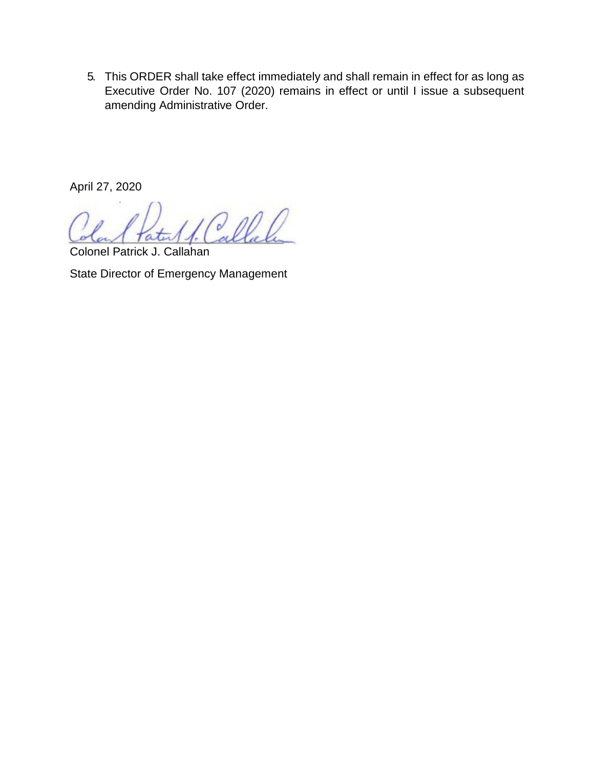5. This ORDER shall take effect immediately and shall remain in effect for as long as Executive Order No. 107 (2020) remains in effect or until I issue a subsequent amending Administrative Order.

April 27, 2020

Colonel Patrick J. Callahan

State Director of Emergency Management